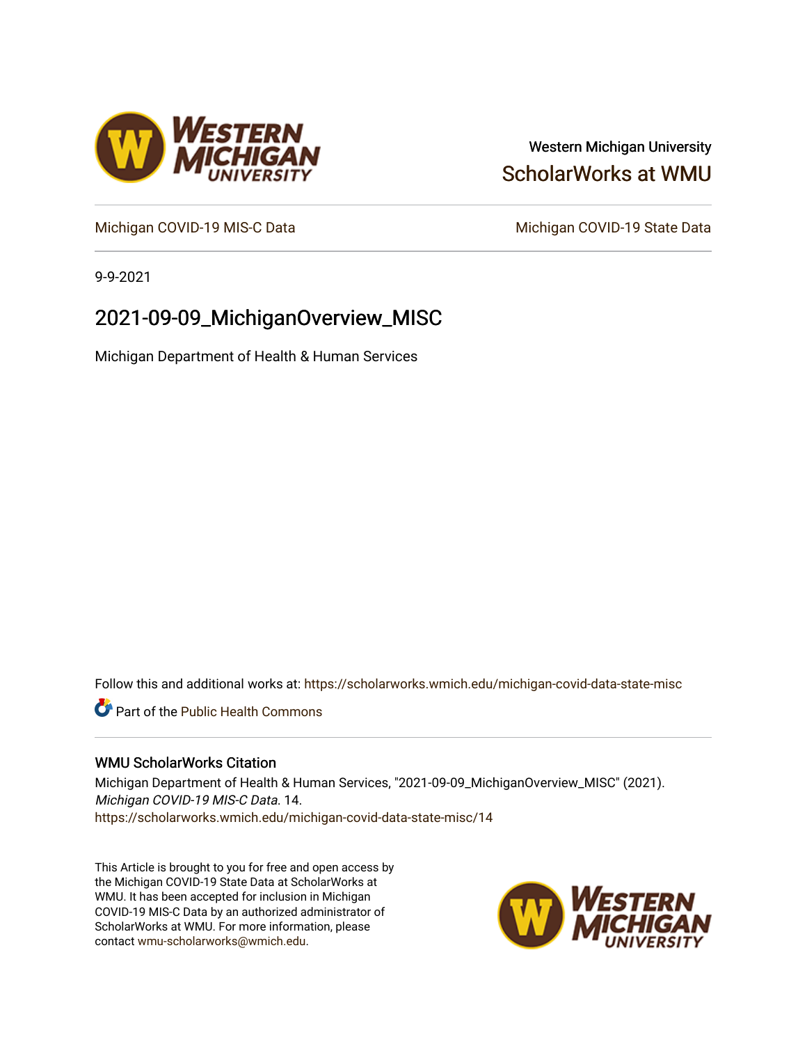Western Michigan University

ScholarWorks at WMU

Michigan COVID-19 MIS-C Data | Michigan COVID-19 State Data

9-9-2021

# 2021-09-09_MichiganOverview_MISC

Michigan Department of Health & Human Services

Follow this and additional works at: https://scholarworks.wmich.edu/michigan-covid-data-state-misc

Part of the Public Health Commons

## WMU ScholarWorks Citation

Michigan Department of Health & Human Services, "2021-09-09_MichiganOverview_MISC" (2021). *Michigan COVID-19 MIS-C Data*. 14.
https://scholarworks.wmich.edu/michigan-covid-data-state-misc/14

This Article is brought to you for free and open access by the Michigan COVID-19 State Data at ScholarWorks at WMU. It has been accepted for inclusion in Michigan COVID-19 MIS-C Data by an authorized administrator of ScholarWorks at WMU. For more information, please contact wmu-scholarworks@wmich.edu.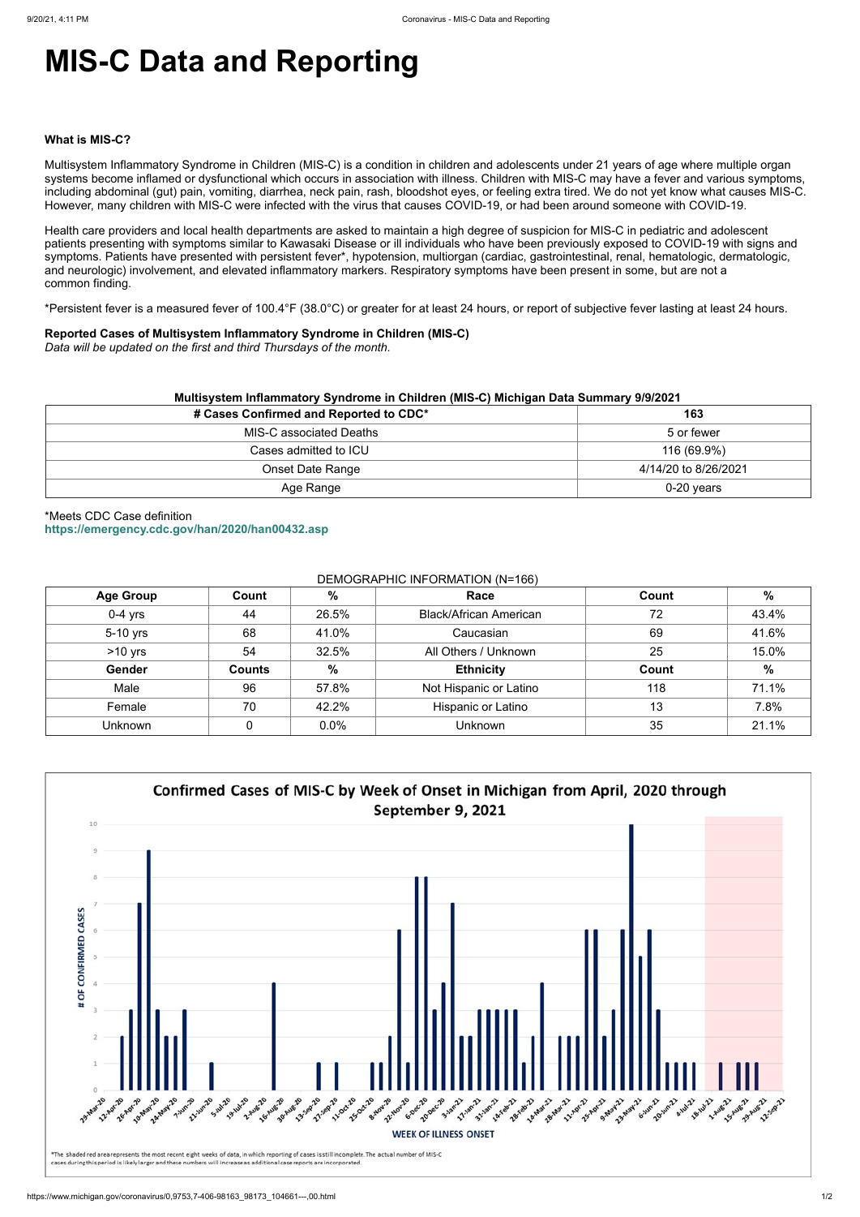# MIS-C Data and Reporting

**What is MIS-C?**

Multisystem Inflammatory Syndrome in Children (MIS-C) is a condition in children and adolescents under 21 years of age where multiple organ systems become inflamed or dysfunctional which occurs in association with illness. Children with MIS-C may have a fever and various symptoms, including abdominal (gut) pain, vomiting, diarrhea, neck pain, rash, bloodshot eyes, or feeling extra tired. We do not yet know what causes MIS-C. However, many children with MIS-C were infected with the virus that causes COVID-19, or had been around someone with COVID-19.

Health care providers and local health departments are asked to maintain a high degree of suspicion for MIS-C in pediatric and adolescent patients presenting with symptoms similar to Kawasaki Disease or ill individuals who have been previously exposed to COVID-19 with signs and symptoms. Patients have presented with persistent fever*, hypotension, multiorgan (cardiac, gastrointestinal, renal, hematologic, dermatologic, and neurologic) involvement, and elevated inflammatory markers. Respiratory symptoms have been present in some, but are not a common finding.

*Persistent fever is a measured fever of 100.4°F (38.0°C) or greater for at least 24 hours, or report of subjective fever lasting at least 24 hours.

**Reported Cases of Multisystem Inflammatory Syndrome in Children (MIS-C)**
*Data will be updated on the first and third Thursdays of the month.*

**Multisystem Inflammatory Syndrome in Children (MIS-C) Michigan Data Summary 9/9/2021**

| # Cases Confirmed and Reported to CDC* | 163 |
|---|---|
| MIS-C associated Deaths | 5 or fewer |
| Cases admitted to ICU | 116 (69.9%) |
| Onset Date Range | 4/14/20 to 8/26/2021 |
| Age Range | 0-20 years |

*Meets CDC Case definition
https://emergency.cdc.gov/han/2020/han00432.asp

DEMOGRAPHIC INFORMATION (N=166)

| Age Group | Count | % | Race | Count | % |
|---|---|---|---|---|---|
| 0-4 yrs | 44 | 26.5% | Black/African American | 72 | 43.4% |
| 5-10 yrs | 68 | 41.0% | Caucasian | 69 | 41.6% |
| >10 yrs | 54 | 32.5% | All Others / Unknown | 25 | 15.0% |
| **Gender** | **Counts** | **%** | **Ethnicity** | **Count** | **%** |
| Male | 96 | 57.8% | Not Hispanic or Latino | 118 | 71.1% |
| Female | 70 | 42.2% | Hispanic or Latino | 13 | 7.8% |
| Unknown | 0 | 0.0% | Unknown | 35 | 21.1% |

**Confirmed Cases of MIS-C by Week of Onset in Michigan from April, 2020 through September 9, 2021**

*The shaded red area represents the most recent eight weeks of data, in which reporting of cases is still incomplete. The actual number of MIS-C cases during this period is likely larger and these numbers will increase as additional case reports are incorporated.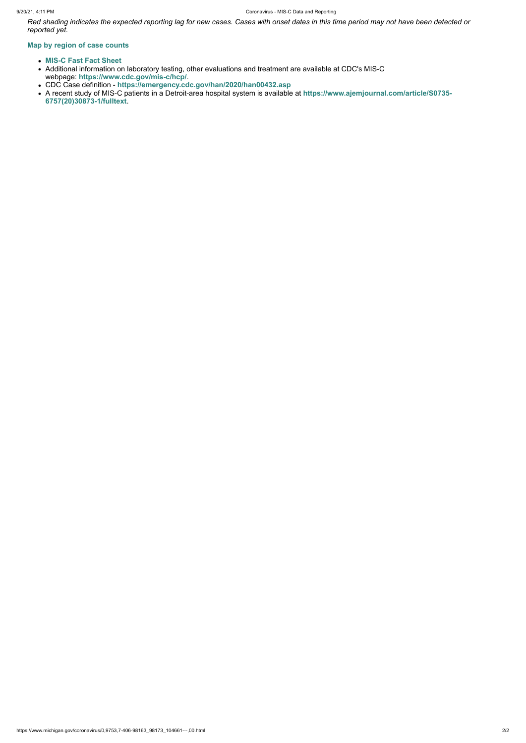*Red shading indicates the expected reporting lag for new cases. Cases with onset dates in this time period may not have been detected or reported yet.*

**Map by region of case counts**

- **MIS-C Fast Fact Sheet**
- Additional information on laboratory testing, other evaluations and treatment are available at CDC's MIS-C webpage: **https://www.cdc.gov/mis-c/hcp/**.
- CDC Case definition - **https://emergency.cdc.gov/han/2020/han00432.asp**
- A recent study of MIS-C patients in a Detroit-area hospital system is available at **https://www.ajemjournal.com/article/S0735-6757(20)30873-1/fulltext**.